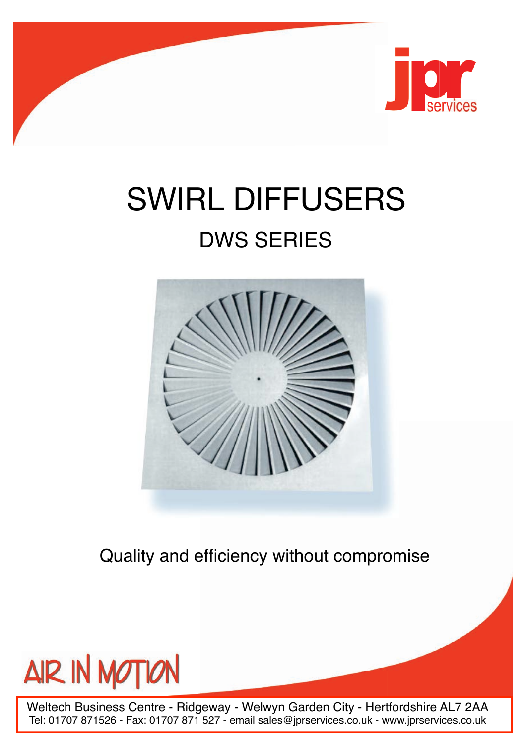jpr services

# SWIRL DIFFUSERS

## DWS SERIES

Quality and efficiency without compromise

AIR IN MOTION

Weltech Business Centre - Ridgeway - Welwyn Garden City - Hertfordshire AL7 2AA
Tel: 01707 871526 - Fax: 01707 871 527 - email sales@jprservices.co.uk - www.jprservices.co.uk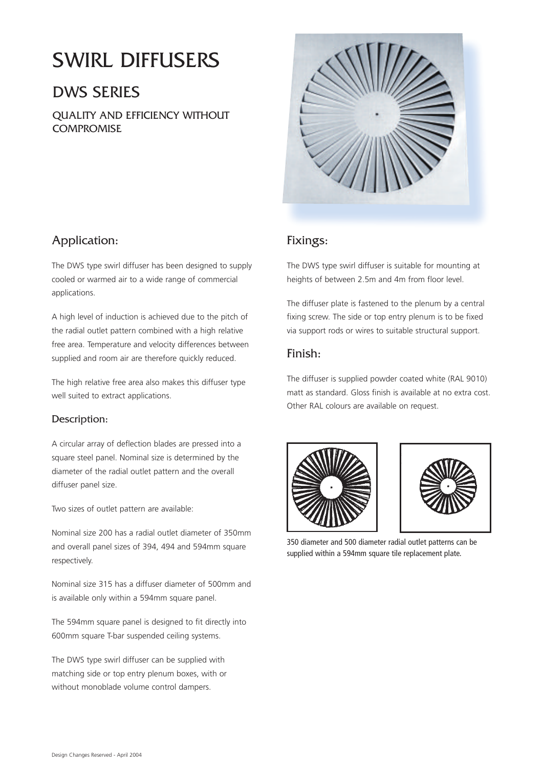# SWIRL DIFFUSERS

## DWS SERIES

### QUALITY AND EFFICIENCY WITHOUT COMPROMISE

## Application:

The DWS type swirl diffuser has been designed to supply cooled or warmed air to a wide range of commercial applications.

A high level of induction is achieved due to the pitch of the radial outlet pattern combined with a high relative free area. Temperature and velocity differences between supplied and room air are therefore quickly reduced.

The high relative free area also makes this diffuser type well suited to extract applications.

### Description:

A circular array of deflection blades are pressed into a square steel panel. Nominal size is determined by the diameter of the radial outlet pattern and the overall diffuser panel size.

Two sizes of outlet pattern are available:

Nominal size 200 has a radial outlet diameter of 350mm and overall panel sizes of 394, 494 and 594mm square respectively.

Nominal size 315 has a diffuser diameter of 500mm and is available only within a 594mm square panel.

The 594mm square panel is designed to fit directly into 600mm square T-bar suspended ceiling systems.

The DWS type swirl diffuser can be supplied with matching side or top entry plenum boxes, with or without monoblade volume control dampers.

## Fixings:

The DWS type swirl diffuser is suitable for mounting at heights of between 2.5m and 4m from floor level.

The diffuser plate is fastened to the plenum by a central fixing screw. The side or top entry plenum is to be fixed via support rods or wires to suitable structural support.

## Finish:

The diffuser is supplied powder coated white (RAL 9010) matt as standard. Gloss finish is available at no extra cost. Other RAL colours are available on request.

350 diameter and 500 diameter radial outlet patterns can be supplied within a 594mm square tile replacement plate.

Design Changes Reserved - April 2004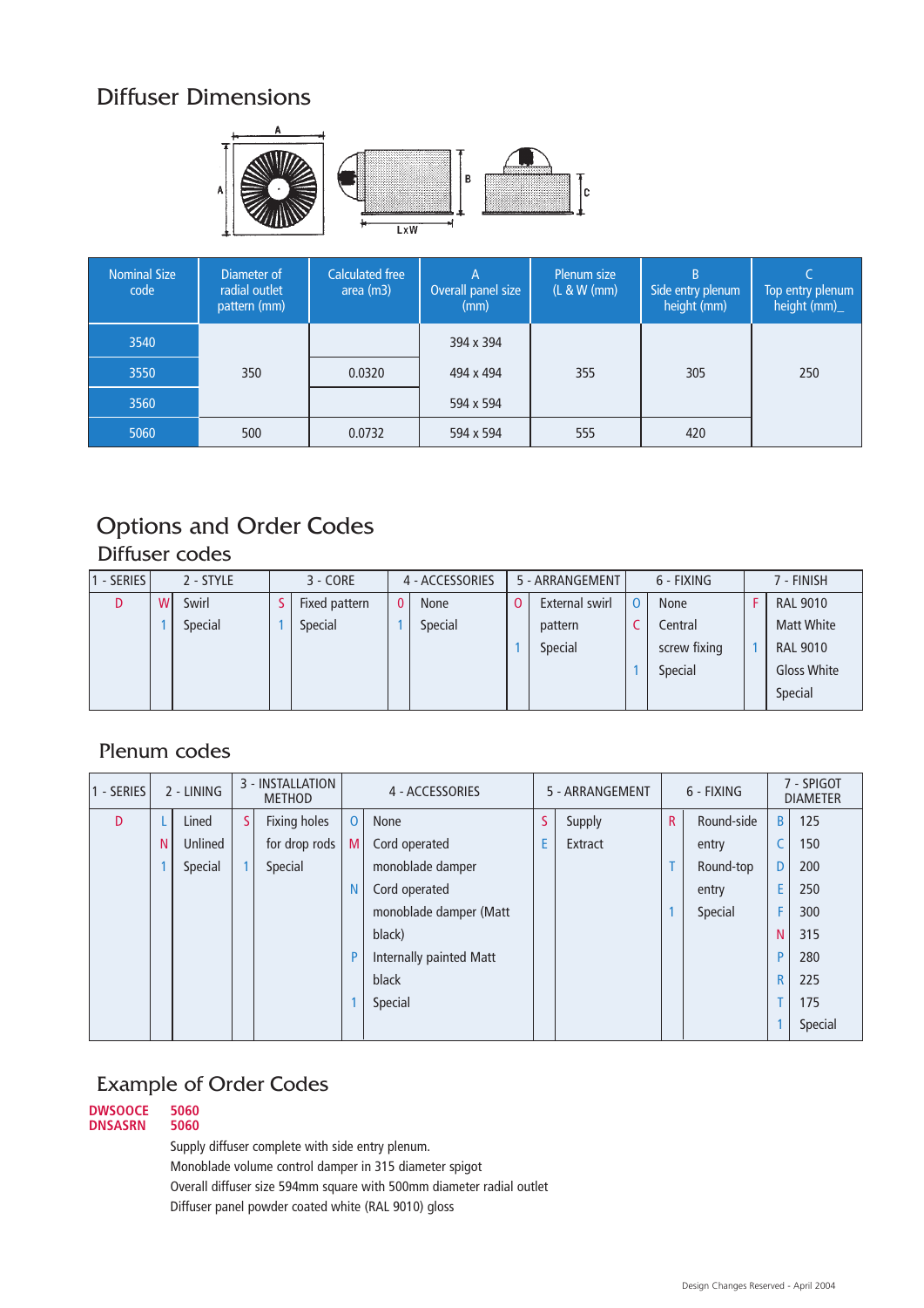## Diffuser Dimensions

| Nominal Size code | Diameter of radial outlet pattern (mm) | Calculated free area (m3) | A Overall panel size (mm) | Plenum size (L & W (mm) | B Side entry plenum height (mm) | C Top entry plenum height (mm)_ |
|---|---|---|---|---|---|---|
| 3540 | 350 | | 394 x 394 | 355 | 305 | 250 |
| 3550 | 350 | 0.0320 | 494 x 494 | 355 | 305 | 250 |
| 3560 | 350 | | 594 x 594 | 355 | 305 | 250 |
| 5060 | 500 | 0.0732 | 594 x 594 | 555 | 420 | 250 |

## Options and Order Codes

### Diffuser codes

| 1 - SERIES | 2 - STYLE | | 3 - CORE | | 4 - ACCESSORIES | | 5 - ARRANGEMENT | | 6 - FIXING | | 7 - FINISH | |
|---|---|---|---|---|---|---|---|---|---|---|---|---|
| D | W | Swirl | S | Fixed pattern | O | None | O | External swirl pattern | O | None | F | RAL 9010 Matt White |
| | 1 | Special | 1 | Special | 1 | Special | 1 | Special | C | Central screw fixing | 1 | RAL 9010 Gloss White |
| | | | | | | | | | 1 | Special | | Special |

### Plenum codes

| 1 - SERIES | 2 - LINING | | 3 - INSTALLATION METHOD | | 4 - ACCESSORIES | | 5 - ARRANGEMENT | | 6 - FIXING | | 7 - SPIGOT DIAMETER | |
|---|---|---|---|---|---|---|---|---|---|---|---|---|
| D | L | Lined | S | Fixing holes for drop rods | O | None | S | Supply | R | Round-side entry | B | 125 |
| | N | Unlined | 1 | Special | M | Cord operated monoblade damper | E | Extract | T | Round-top entry | C | 150 |
| | 1 | Special | | | N | Cord operated monoblade damper (Matt black) | | | 1 | Special | D | 200 |
| | | | | | P | Internally painted Matt black | | | | | E | 250 |
| | | | | | 1 | Special | | | | | F | 300 |
| | | | | | | | | | | | N | 315 |
| | | | | | | | | | | | P | 280 |
| | | | | | | | | | | | R | 225 |
| | | | | | | | | | | | T | 175 |
| | | | | | | | | | | | 1 | Special |

## Example of Order Codes

**DWSOOCE 5060**
**DNSASRN 5060**

Supply diffuser complete with side entry plenum.
Monoblade volume control damper in 315 diameter spigot
Overall diffuser size 594mm square with 500mm diameter radial outlet
Diffuser panel powder coated white (RAL 9010) gloss

Design Changes Reserved - April 2004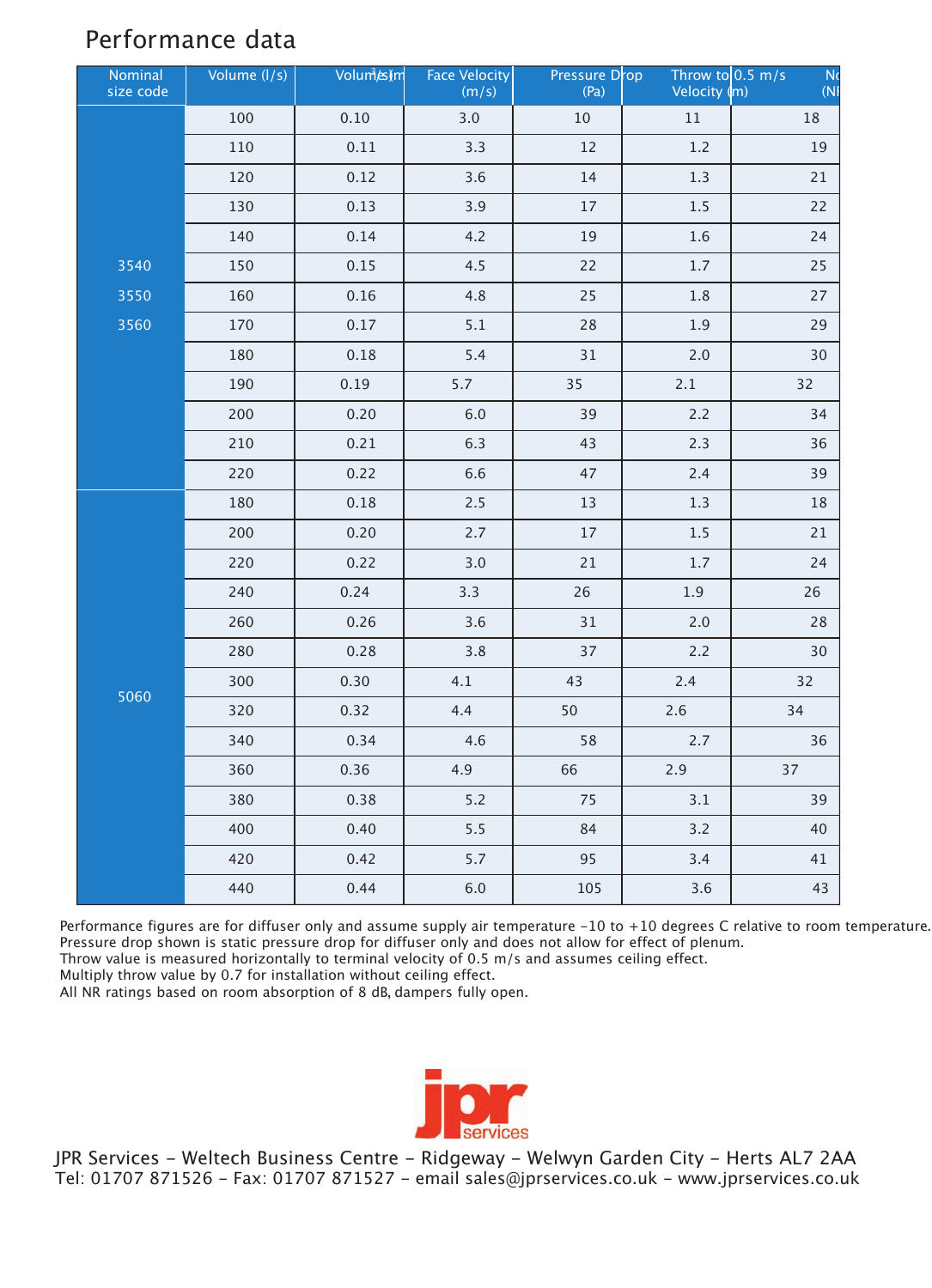## Performance data

| Nominal size code | Volume (l/s) | Volume (m³/s) | Face Velocity (m/s) | Pressure Drop (Pa) | Throw to 0.5 m/s Velocity (m) | No (NR) |
|---|---|---|---|---|---|---|
| 3540<br>3550<br>3560 | 100 | 0.10 | 3.0 | 10 | 11 | 18 |
| | 110 | 0.11 | 3.3 | 12 | 1.2 | 19 |
| | 120 | 0.12 | 3.6 | 14 | 1.3 | 21 |
| | 130 | 0.13 | 3.9 | 17 | 1.5 | 22 |
| | 140 | 0.14 | 4.2 | 19 | 1.6 | 24 |
| | 150 | 0.15 | 4.5 | 22 | 1.7 | 25 |
| | 160 | 0.16 | 4.8 | 25 | 1.8 | 27 |
| | 170 | 0.17 | 5.1 | 28 | 1.9 | 29 |
| | 180 | 0.18 | 5.4 | 31 | 2.0 | 30 |
| | 190 | 0.19 | 5.7 | 35 | 2.1 | 32 |
| | 200 | 0.20 | 6.0 | 39 | 2.2 | 34 |
| | 210 | 0.21 | 6.3 | 43 | 2.3 | 36 |
| | 220 | 0.22 | 6.6 | 47 | 2.4 | 39 |
| 5060 | 180 | 0.18 | 2.5 | 13 | 1.3 | 18 |
| | 200 | 0.20 | 2.7 | 17 | 1.5 | 21 |
| | 220 | 0.22 | 3.0 | 21 | 1.7 | 24 |
| | 240 | 0.24 | 3.3 | 26 | 1.9 | 26 |
| | 260 | 0.26 | 3.6 | 31 | 2.0 | 28 |
| | 280 | 0.28 | 3.8 | 37 | 2.2 | 30 |
| | 300 | 0.30 | 4.1 | 43 | 2.4 | 32 |
| | 320 | 0.32 | 4.4 | 50 | 2.6 | 34 |
| | 340 | 0.34 | 4.6 | 58 | 2.7 | 36 |
| | 360 | 0.36 | 4.9 | 66 | 2.9 | 37 |
| | 380 | 0.38 | 5.2 | 75 | 3.1 | 39 |
| | 400 | 0.40 | 5.5 | 84 | 3.2 | 40 |
| | 420 | 0.42 | 5.7 | 95 | 3.4 | 41 |
| | 440 | 0.44 | 6.0 | 105 | 3.6 | 43 |

Performance figures are for diffuser only and assume supply air temperature -10 to +10 degrees C relative to room temperature.
Pressure drop shown is static pressure drop for diffuser only and does not allow for effect of plenum.
Throw value is measured horizontally to terminal velocity of 0.5 m/s and assumes ceiling effect.
Multiply throw value by 0.7 for installation without ceiling effect.
All NR ratings based on room absorption of 8 dB, dampers fully open.

jpr services

JPR Services – Weltech Business Centre – Ridgeway – Welwyn Garden City – Herts AL7 2AA
Tel: 01707 871526 – Fax: 01707 871527 – email sales@jprservices.co.uk – www.jprservices.co.uk